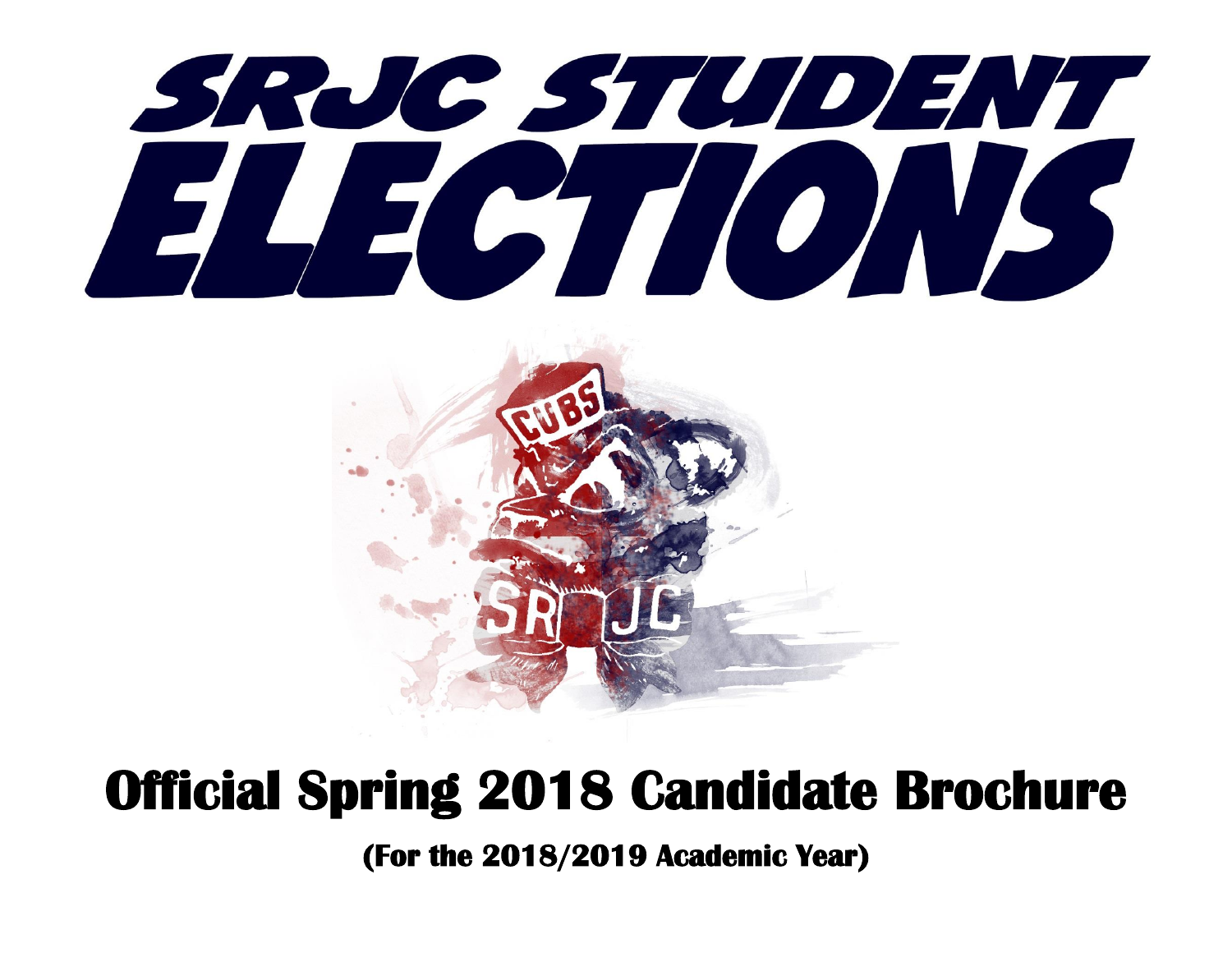# SRJC STUDENT ELECTIONS

## Official Spring 2018 Candidate Brochure

**(For the 2018/2019 Academic Year)**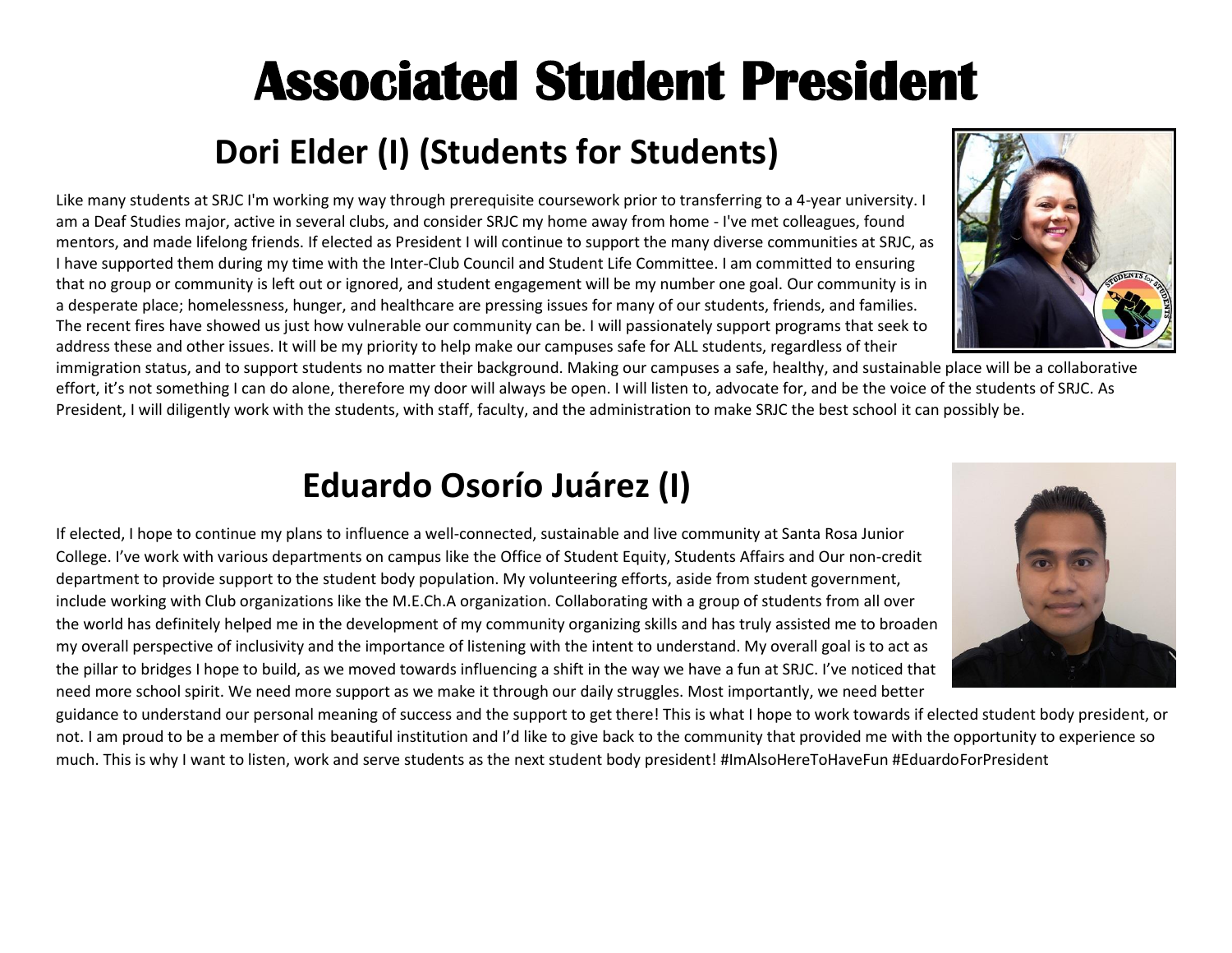# Associated Student President

## Dori Elder (I) (Students for Students)

Like many students at SRJC I'm working my way through prerequisite coursework prior to transferring to a 4-year university. I am a Deaf Studies major, active in several clubs, and consider SRJC my home away from home - I've met colleagues, found mentors, and made lifelong friends. If elected as President I will continue to support the many diverse communities at SRJC, as I have supported them during my time with the Inter-Club Council and Student Life Committee. I am committed to ensuring that no group or community is left out or ignored, and student engagement will be my number one goal. Our community is in a desperate place; homelessness, hunger, and healthcare are pressing issues for many of our students, friends, and families. The recent fires have showed us just how vulnerable our community can be. I will passionately support programs that seek to address these and other issues. It will be my priority to help make our campuses safe for ALL students, regardless of their immigration status, and to support students no matter their background. Making our campuses a safe, healthy, and sustainable place will be a collaborative effort, it's not something I can do alone, therefore my door will always be open. I will listen to, advocate for, and be the voice of the students of SRJC. As President, I will diligently work with the students, with staff, faculty, and the administration to make SRJC the best school it can possibly be.

## Eduardo Osorío Juárez (I)

If elected, I hope to continue my plans to influence a well-connected, sustainable and live community at Santa Rosa Junior College. I've work with various departments on campus like the Office of Student Equity, Students Affairs and Our non-credit department to provide support to the student body population. My volunteering efforts, aside from student government, include working with Club organizations like the M.E.Ch.A organization. Collaborating with a group of students from all over the world has definitely helped me in the development of my community organizing skills and has truly assisted me to broaden my overall perspective of inclusivity and the importance of listening with the intent to understand. My overall goal is to act as the pillar to bridges I hope to build, as we moved towards influencing a shift in the way we have a fun at SRJC. I've noticed that need more school spirit. We need more support as we make it through our daily struggles. Most importantly, we need better guidance to understand our personal meaning of success and the support to get there! This is what I hope to work towards if elected student body president, or not. I am proud to be a member of this beautiful institution and I'd like to give back to the community that provided me with the opportunity to experience so much. This is why I want to listen, work and serve students as the next student body president! #ImAlsoHereToHaveFun #EduardoForPresident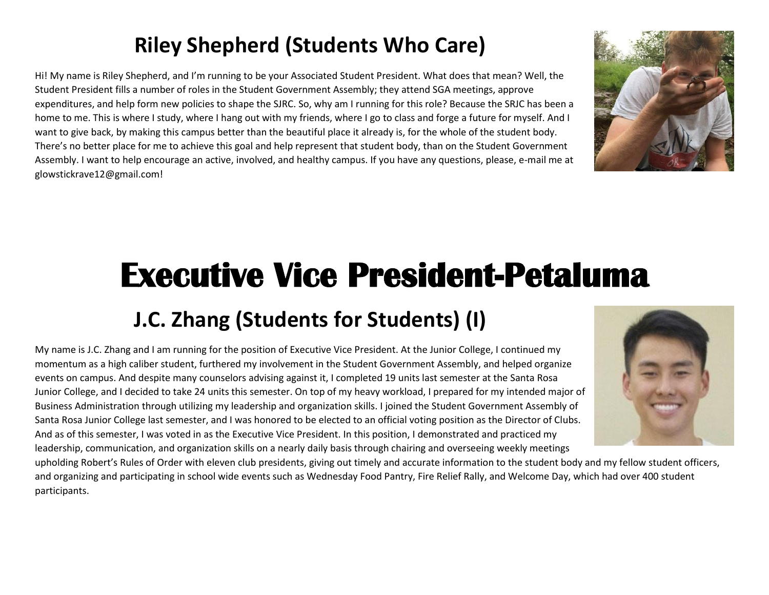## Riley Shepherd (Students Who Care)

Hi! My name is Riley Shepherd, and I'm running to be your Associated Student President. What does that mean? Well, the Student President fills a number of roles in the Student Government Assembly; they attend SGA meetings, approve expenditures, and help form new policies to shape the SJRC. So, why am I running for this role? Because the SRJC has been a home to me. This is where I study, where I hang out with my friends, where I go to class and forge a future for myself. And I want to give back, by making this campus better than the beautiful place it already is, for the whole of the student body. There's no better place for me to achieve this goal and help represent that student body, than on the Student Government Assembly. I want to help encourage an active, involved, and healthy campus. If you have any questions, please, e-mail me at glowstickrave12@gmail.com!

# Executive Vice President-Petaluma

## J.C. Zhang (Students for Students) (I)

My name is J.C. Zhang and I am running for the position of Executive Vice President. At the Junior College, I continued my momentum as a high caliber student, furthered my involvement in the Student Government Assembly, and helped organize events on campus. And despite many counselors advising against it, I completed 19 units last semester at the Santa Rosa Junior College, and I decided to take 24 units this semester. On top of my heavy workload, I prepared for my intended major of Business Administration through utilizing my leadership and organization skills. I joined the Student Government Assembly of Santa Rosa Junior College last semester, and I was honored to be elected to an official voting position as the Director of Clubs. And as of this semester, I was voted in as the Executive Vice President. In this position, I demonstrated and practiced my leadership, communication, and organization skills on a nearly daily basis through chairing and overseeing weekly meetings upholding Robert's Rules of Order with eleven club presidents, giving out timely and accurate information to the student body and my fellow student officers, and organizing and participating in school wide events such as Wednesday Food Pantry, Fire Relief Rally, and Welcome Day, which had over 400 student participants.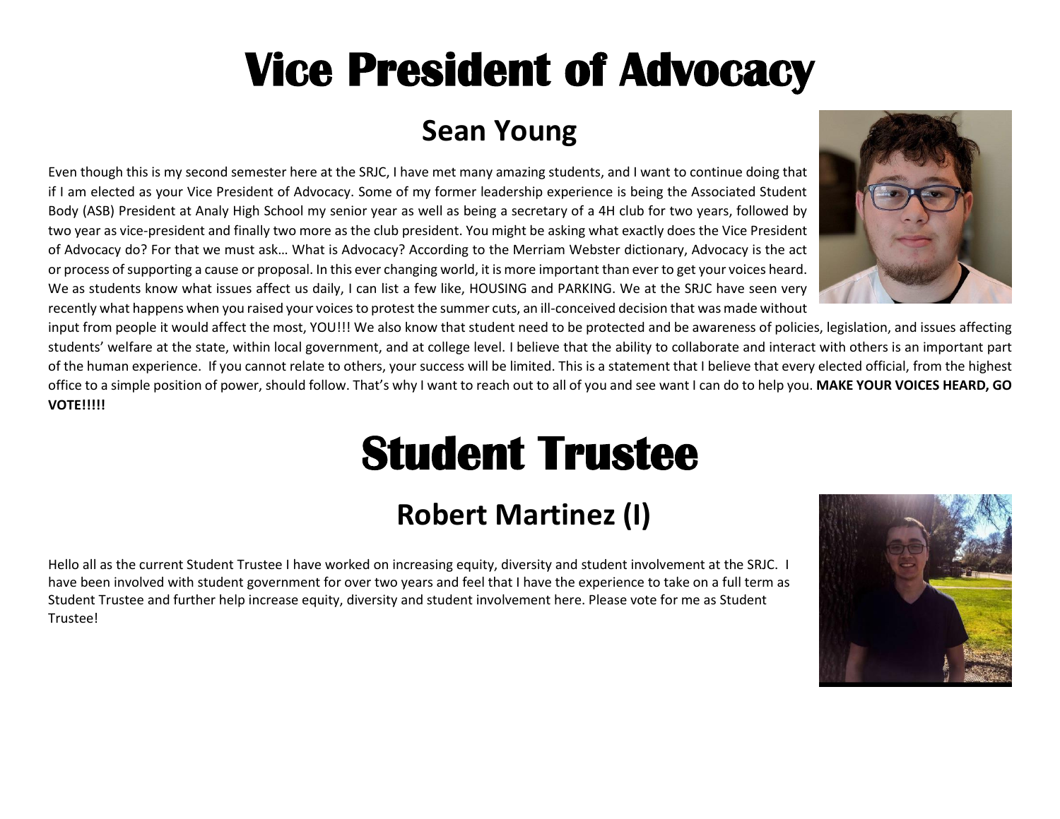# Vice President of Advocacy

## Sean Young

Even though this is my second semester here at the SRJC, I have met many amazing students, and I want to continue doing that if I am elected as your Vice President of Advocacy. Some of my former leadership experience is being the Associated Student Body (ASB) President at Analy High School my senior year as well as being a secretary of a 4H club for two years, followed by two year as vice-president and finally two more as the club president. You might be asking what exactly does the Vice President of Advocacy do? For that we must ask… What is Advocacy? According to the Merriam Webster dictionary, Advocacy is the act or process of supporting a cause or proposal. In this ever changing world, it is more important than ever to get your voices heard. We as students know what issues affect us daily, I can list a few like, HOUSING and PARKING. We at the SRJC have seen very recently what happens when you raised your voices to protest the summer cuts, an ill-conceived decision that was made without input from people it would affect the most, YOU!!! We also know that student need to be protected and be awareness of policies, legislation, and issues affecting students' welfare at the state, within local government, and at college level. I believe that the ability to collaborate and interact with others is an important part of the human experience. If you cannot relate to others, your success will be limited. This is a statement that I believe that every elected official, from the highest office to a simple position of power, should follow. That's why I want to reach out to all of you and see want I can do to help you. **MAKE YOUR VOICES HEARD, GO VOTE!!!!!**

# Student Trustee

## Robert Martinez (I)

Hello all as the current Student Trustee I have worked on increasing equity, diversity and student involvement at the SRJC. I have been involved with student government for over two years and feel that I have the experience to take on a full term as Student Trustee and further help increase equity, diversity and student involvement here. Please vote for me as Student Trustee!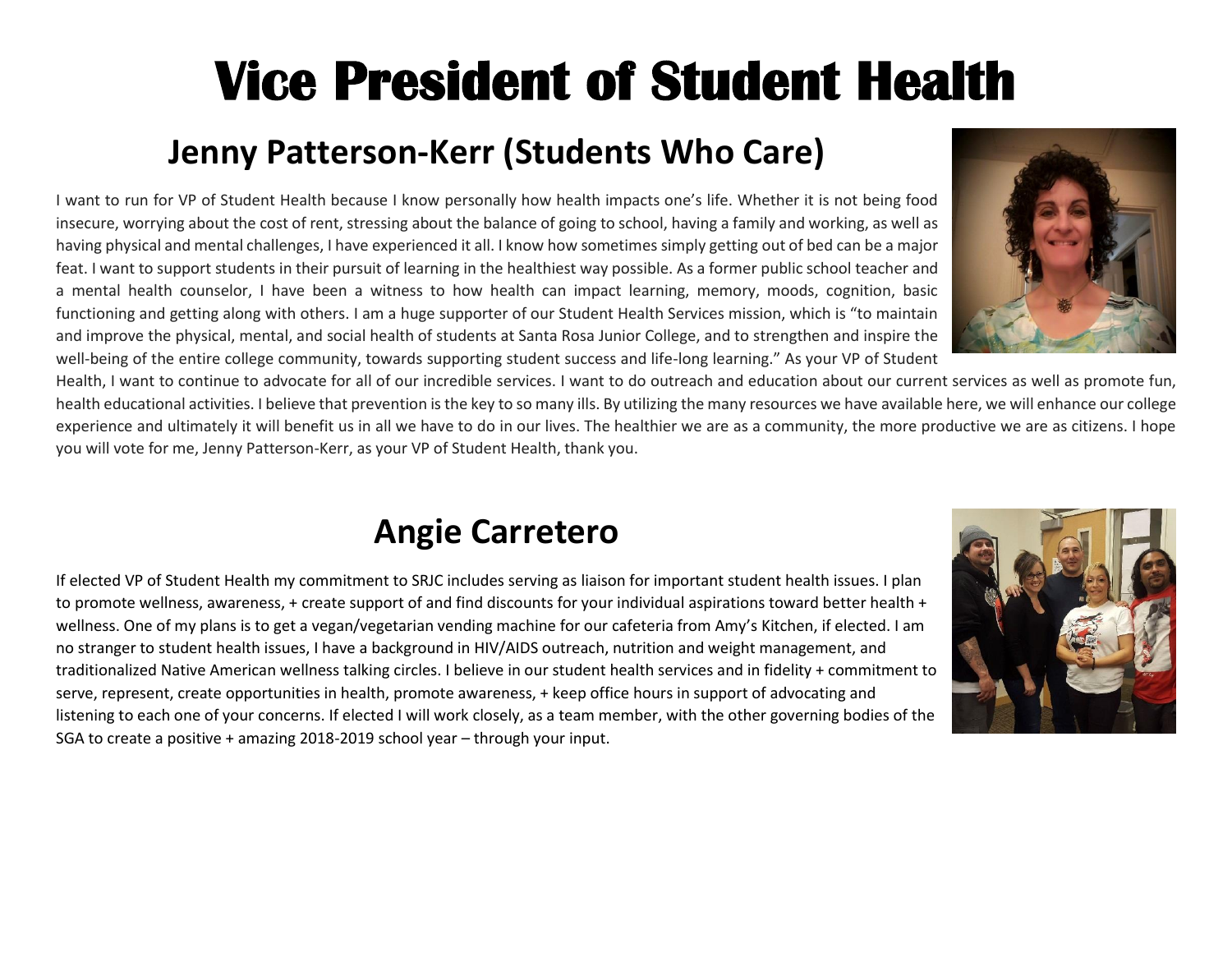# Vice President of Student Health

## Jenny Patterson-Kerr (Students Who Care)

I want to run for VP of Student Health because I know personally how health impacts one's life. Whether it is not being food insecure, worrying about the cost of rent, stressing about the balance of going to school, having a family and working, as well as having physical and mental challenges, I have experienced it all. I know how sometimes simply getting out of bed can be a major feat. I want to support students in their pursuit of learning in the healthiest way possible. As a former public school teacher and a mental health counselor, I have been a witness to how health can impact learning, memory, moods, cognition, basic functioning and getting along with others. I am a huge supporter of our Student Health Services mission, which is "to maintain and improve the physical, mental, and social health of students at Santa Rosa Junior College, and to strengthen and inspire the well-being of the entire college community, towards supporting student success and life-long learning." As your VP of Student Health, I want to continue to advocate for all of our incredible services. I want to do outreach and education about our current services as well as promote fun, health educational activities. I believe that prevention is the key to so many ills. By utilizing the many resources we have available here, we will enhance our college experience and ultimately it will benefit us in all we have to do in our lives. The healthier we are as a community, the more productive we are as citizens. I hope you will vote for me, Jenny Patterson-Kerr, as your VP of Student Health, thank you.

## Angie Carretero

If elected VP of Student Health my commitment to SRJC includes serving as liaison for important student health issues. I plan to promote wellness, awareness, + create support of and find discounts for your individual aspirations toward better health + wellness. One of my plans is to get a vegan/vegetarian vending machine for our cafeteria from Amy's Kitchen, if elected. I am no stranger to student health issues, I have a background in HIV/AIDS outreach, nutrition and weight management, and traditionalized Native American wellness talking circles. I believe in our student health services and in fidelity + commitment to serve, represent, create opportunities in health, promote awareness, + keep office hours in support of advocating and listening to each one of your concerns. If elected I will work closely, as a team member, with the other governing bodies of the SGA to create a positive + amazing 2018-2019 school year – through your input.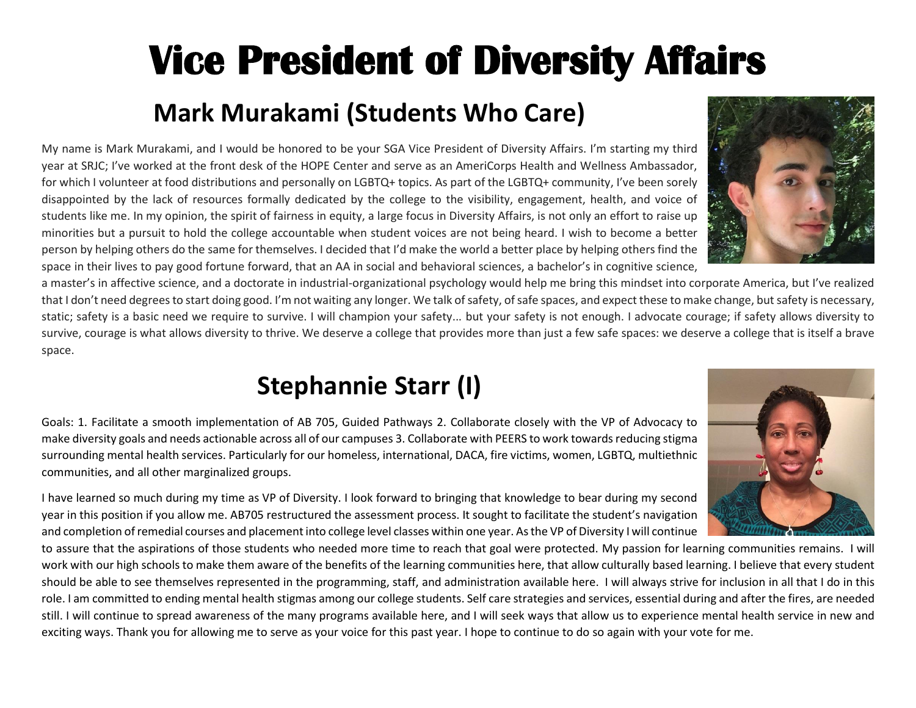# Vice President of Diversity Affairs

## Mark Murakami (Students Who Care)

My name is Mark Murakami, and I would be honored to be your SGA Vice President of Diversity Affairs. I'm starting my third year at SRJC; I've worked at the front desk of the HOPE Center and serve as an AmeriCorps Health and Wellness Ambassador, for which I volunteer at food distributions and personally on LGBTQ+ topics. As part of the LGBTQ+ community, I've been sorely disappointed by the lack of resources formally dedicated by the college to the visibility, engagement, health, and voice of students like me. In my opinion, the spirit of fairness in equity, a large focus in Diversity Affairs, is not only an effort to raise up minorities but a pursuit to hold the college accountable when student voices are not being heard. I wish to become a better person by helping others do the same for themselves. I decided that I'd make the world a better place by helping others find the space in their lives to pay good fortune forward, that an AA in social and behavioral sciences, a bachelor's in cognitive science, a master's in affective science, and a doctorate in industrial-organizational psychology would help me bring this mindset into corporate America, but I've realized that I don't need degrees to start doing good. I'm not waiting any longer. We talk of safety, of safe spaces, and expect these to make change, but safety is necessary, static; safety is a basic need we require to survive. I will champion your safety... but your safety is not enough. I advocate courage; if safety allows diversity to survive, courage is what allows diversity to thrive. We deserve a college that provides more than just a few safe spaces: we deserve a college that is itself a brave space.

## Stephannie Starr (I)

Goals: 1. Facilitate a smooth implementation of AB 705, Guided Pathways 2. Collaborate closely with the VP of Advocacy to make diversity goals and needs actionable across all of our campuses 3. Collaborate with PEERS to work towards reducing stigma surrounding mental health services. Particularly for our homeless, international, DACA, fire victims, women, LGBTQ, multiethnic communities, and all other marginalized groups.

I have learned so much during my time as VP of Diversity. I look forward to bringing that knowledge to bear during my second year in this position if you allow me. AB705 restructured the assessment process. It sought to facilitate the student's navigation and completion of remedial courses and placement into college level classes within one year. As the VP of Diversity I will continue to assure that the aspirations of those students who needed more time to reach that goal were protected. My passion for learning communities remains. I will work with our high schools to make them aware of the benefits of the learning communities here, that allow culturally based learning. I believe that every student should be able to see themselves represented in the programming, staff, and administration available here. I will always strive for inclusion in all that I do in this role. I am committed to ending mental health stigmas among our college students. Self care strategies and services, essential during and after the fires, are needed still. I will continue to spread awareness of the many programs available here, and I will seek ways that allow us to experience mental health service in new and exciting ways. Thank you for allowing me to serve as your voice for this past year. I hope to continue to do so again with your vote for me.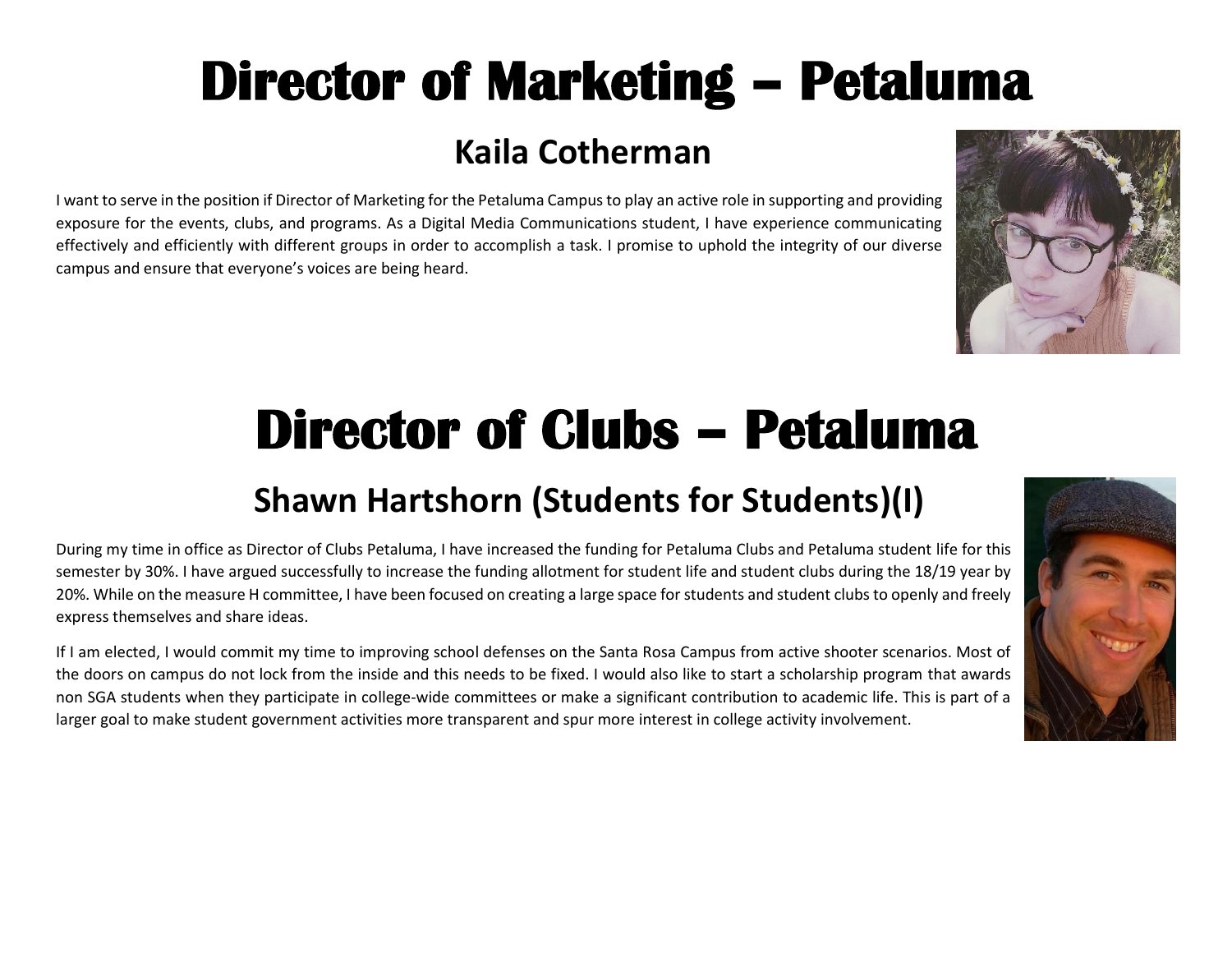# Director of Marketing – Petaluma

## Kaila Cotherman

I want to serve in the position if Director of Marketing for the Petaluma Campus to play an active role in supporting and providing exposure for the events, clubs, and programs. As a Digital Media Communications student, I have experience communicating effectively and efficiently with different groups in order to accomplish a task. I promise to uphold the integrity of our diverse campus and ensure that everyone's voices are being heard.

# Director of Clubs – Petaluma

## Shawn Hartshorn (Students for Students)(I)

During my time in office as Director of Clubs Petaluma, I have increased the funding for Petaluma Clubs and Petaluma student life for this semester by 30%. I have argued successfully to increase the funding allotment for student life and student clubs during the 18/19 year by 20%. While on the measure H committee, I have been focused on creating a large space for students and student clubs to openly and freely express themselves and share ideas.

If I am elected, I would commit my time to improving school defenses on the Santa Rosa Campus from active shooter scenarios. Most of the doors on campus do not lock from the inside and this needs to be fixed. I would also like to start a scholarship program that awards non SGA students when they participate in college-wide committees or make a significant contribution to academic life. This is part of a larger goal to make student government activities more transparent and spur more interest in college activity involvement.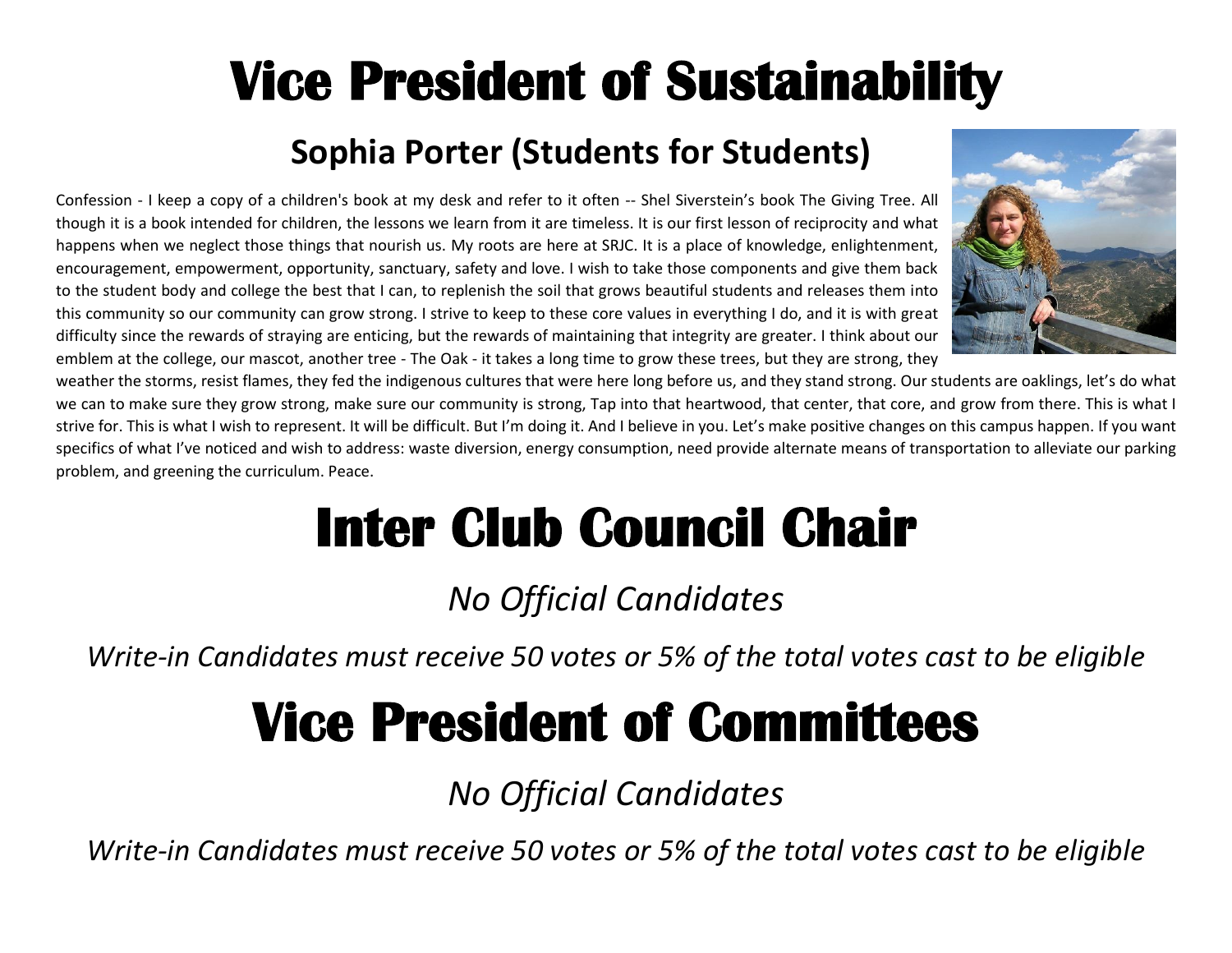# Vice President of Sustainability

## Sophia Porter (Students for Students)

Confession - I keep a copy of a children's book at my desk and refer to it often -- Shel Siverstein's book The Giving Tree. All though it is a book intended for children, the lessons we learn from it are timeless. It is our first lesson of reciprocity and what happens when we neglect those things that nourish us. My roots are here at SRJC. It is a place of knowledge, enlightenment, encouragement, empowerment, opportunity, sanctuary, safety and love. I wish to take those components and give them back to the student body and college the best that I can, to replenish the soil that grows beautiful students and releases them into this community so our community can grow strong. I strive to keep to these core values in everything I do, and it is with great difficulty since the rewards of straying are enticing, but the rewards of maintaining that integrity are greater. I think about our emblem at the college, our mascot, another tree - The Oak - it takes a long time to grow these trees, but they are strong, they weather the storms, resist flames, they fed the indigenous cultures that were here long before us, and they stand strong. Our students are oaklings, let's do what we can to make sure they grow strong, make sure our community is strong, Tap into that heartwood, that center, that core, and grow from there. This is what I strive for. This is what I wish to represent. It will be difficult. But I'm doing it. And I believe in you. Let's make positive changes on this campus happen. If you want specifics of what I've noticed and wish to address: waste diversion, energy consumption, need provide alternate means of transportation to alleviate our parking problem, and greening the curriculum. Peace.

# Inter Club Council Chair

*No Official Candidates*

*Write-in Candidates must receive 50 votes or 5% of the total votes cast to be eligible*

# Vice President of Committees

*No Official Candidates*

*Write-in Candidates must receive 50 votes or 5% of the total votes cast to be eligible*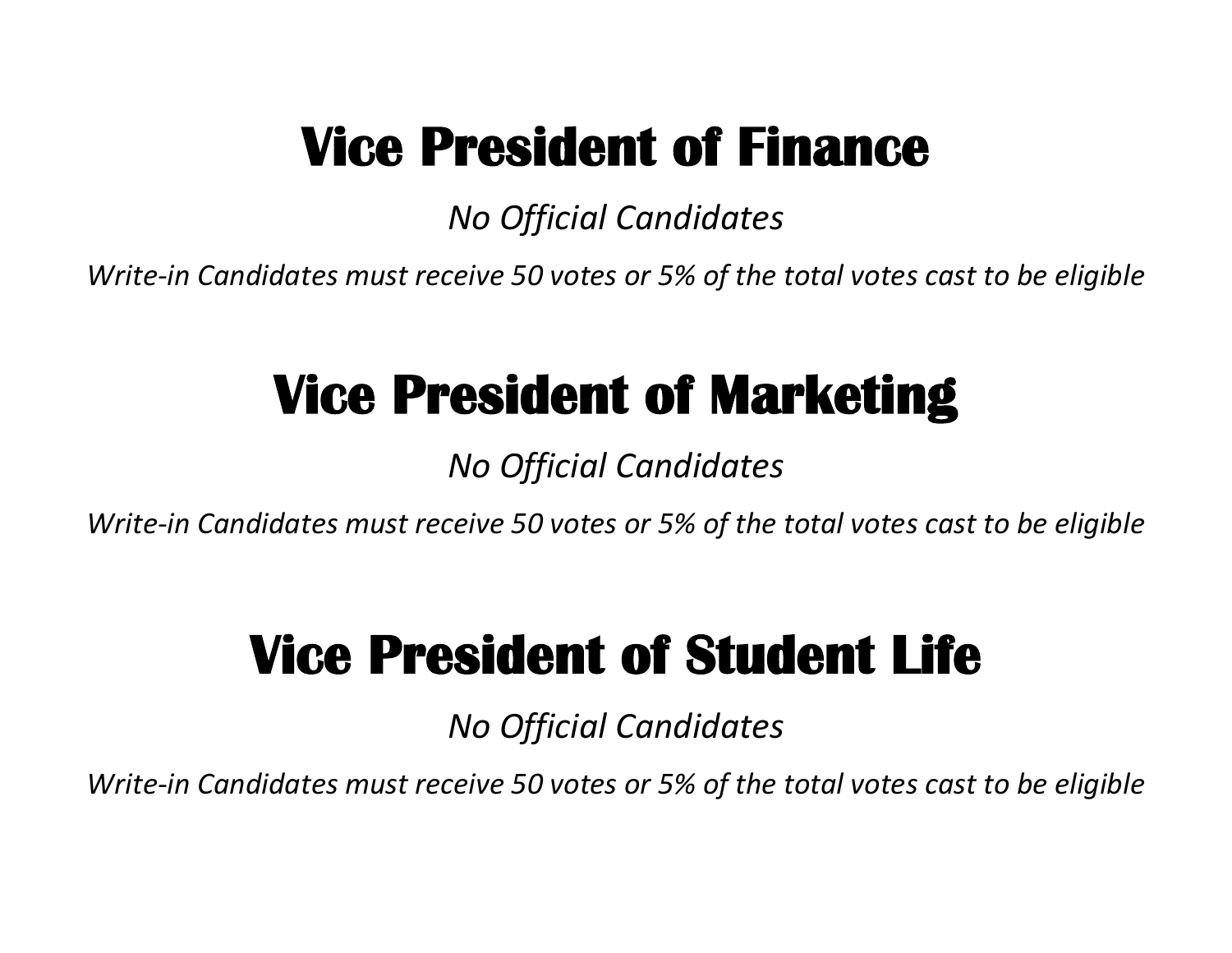# Vice President of Finance

*No Official Candidates*

*Write-in Candidates must receive 50 votes or 5% of the total votes cast to be eligible*

# Vice President of Marketing

*No Official Candidates*

*Write-in Candidates must receive 50 votes or 5% of the total votes cast to be eligible*

# Vice President of Student Life

*No Official Candidates*

*Write-in Candidates must receive 50 votes or 5% of the total votes cast to be eligible*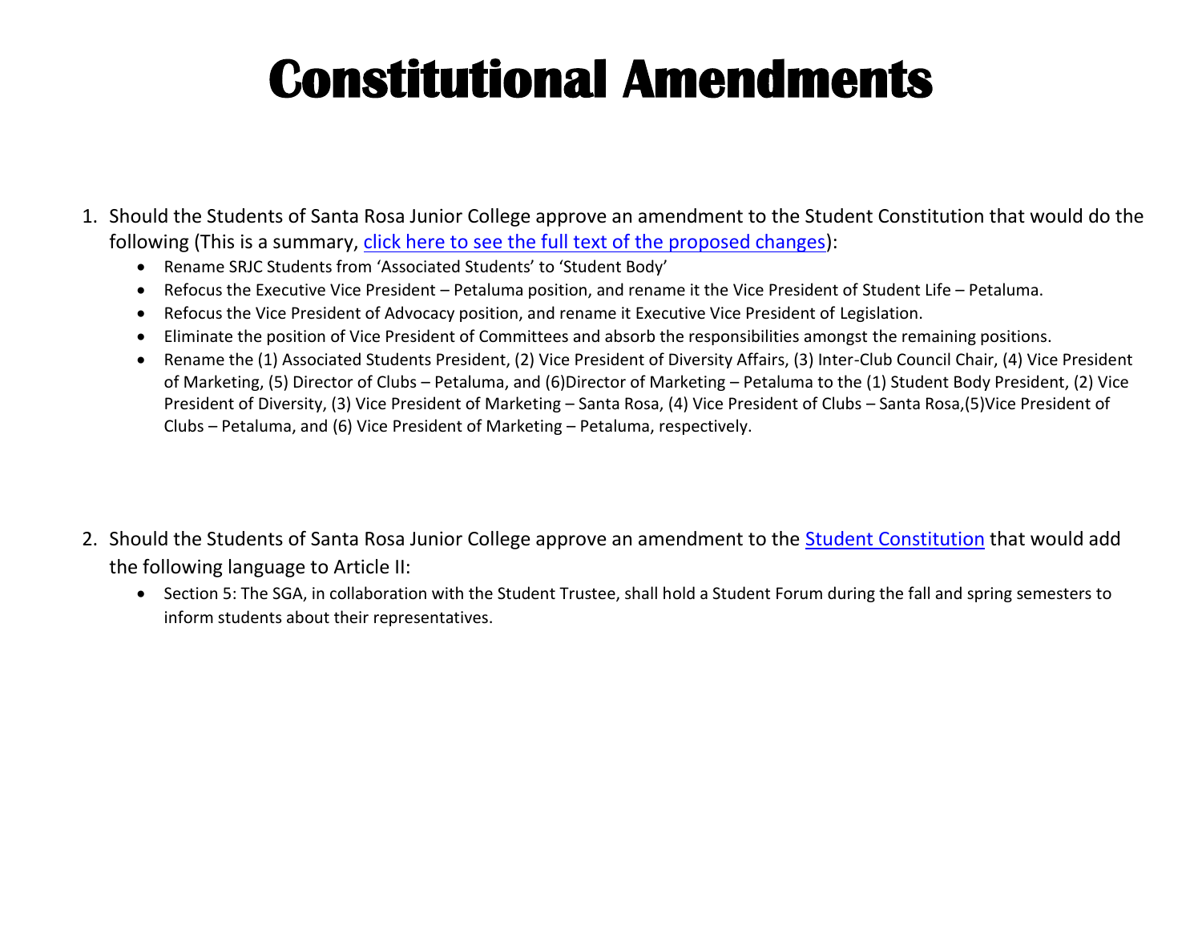# Constitutional Amendments

1. Should the Students of Santa Rosa Junior College approve an amendment to the Student Constitution that would do the following (This is a summary, click here to see the full text of the proposed changes):
   - Rename SRJC Students from 'Associated Students' to 'Student Body'
   - Refocus the Executive Vice President – Petaluma position, and rename it the Vice President of Student Life – Petaluma.
   - Refocus the Vice President of Advocacy position, and rename it Executive Vice President of Legislation.
   - Eliminate the position of Vice President of Committees and absorb the responsibilities amongst the remaining positions.
   - Rename the (1) Associated Students President, (2) Vice President of Diversity Affairs, (3) Inter-Club Council Chair, (4) Vice President of Marketing, (5) Director of Clubs – Petaluma, and (6)Director of Marketing – Petaluma to the (1) Student Body President, (2) Vice President of Diversity, (3) Vice President of Marketing – Santa Rosa, (4) Vice President of Clubs – Santa Rosa,(5)Vice President of Clubs – Petaluma, and (6) Vice President of Marketing – Petaluma, respectively.

2. Should the Students of Santa Rosa Junior College approve an amendment to the Student Constitution that would add the following language to Article II:
   - Section 5: The SGA, in collaboration with the Student Trustee, shall hold a Student Forum during the fall and spring semesters to inform students about their representatives.